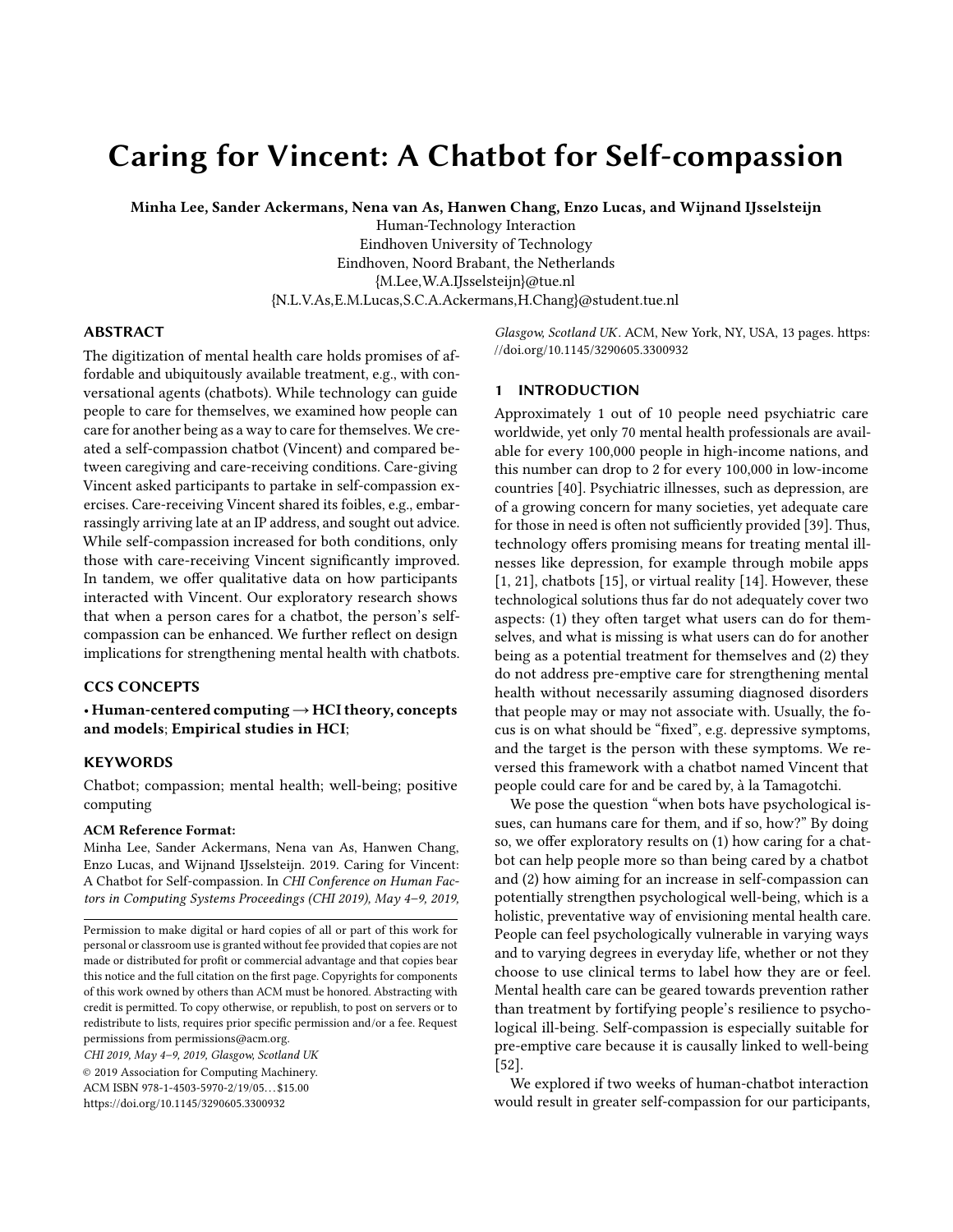# Caring for Vincent: A Chatbot for Self-compassion

**Minha Lee, Sander Ackermans, Nena van As, Hanwen Chang, Enzo Lucas, and Wijnand IJsselsteijn**

Human-Technology Interaction
Eindhoven University of Technology
Eindhoven, Noord Brabant, the Netherlands
{M.Lee,W.A.IJsselsteijn}@tue.nl
{N.L.V.As,E.M.Lucas,S.C.A.Ackermans,H.Chang}@student.tue.nl

## ABSTRACT

The digitization of mental health care holds promises of affordable and ubiquitously available treatment, e.g., with conversational agents (chatbots). While technology can guide people to care for themselves, we examined how people can care for another being as a way to care for themselves. We created a self-compassion chatbot (Vincent) and compared between caregiving and care-receiving conditions. Care-giving Vincent asked participants to partake in self-compassion exercises. Care-receiving Vincent shared its foibles, e.g., embarrassingly arriving late at an IP address, and sought out advice. While self-compassion increased for both conditions, only those with care-receiving Vincent significantly improved. In tandem, we offer qualitative data on how participants interacted with Vincent. Our exploratory research shows that when a person cares for a chatbot, the person's self-compassion can be enhanced. We further reflect on design implications for strengthening mental health with chatbots.

## CCS CONCEPTS

• **Human-centered computing → HCI theory, concepts and models**; **Empirical studies in HCI**;

## KEYWORDS

Chatbot; compassion; mental health; well-being; positive computing

**ACM Reference Format:**
Minha Lee, Sander Ackermans, Nena van As, Hanwen Chang, Enzo Lucas, and Wijnand IJsselsteijn. 2019. Caring for Vincent: A Chatbot for Self-compassion. In *CHI Conference on Human Factors in Computing Systems Proceedings (CHI 2019), May 4–9, 2019, Glasgow, Scotland UK*. ACM, New York, NY, USA, 13 pages. https://doi.org/10.1145/3290605.3300932

Permission to make digital or hard copies of all or part of this work for personal or classroom use is granted without fee provided that copies are not made or distributed for profit or commercial advantage and that copies bear this notice and the full citation on the first page. Copyrights for components of this work owned by others than ACM must be honored. Abstracting with credit is permitted. To copy otherwise, or republish, to post on servers or to redistribute to lists, requires prior specific permission and/or a fee. Request permissions from permissions@acm.org.
*CHI 2019, May 4–9, 2019, Glasgow, Scotland UK*
© 2019 Association for Computing Machinery.
ACM ISBN 978-1-4503-5970-2/19/05...$15.00
https://doi.org/10.1145/3290605.3300932

## 1 INTRODUCTION

Approximately 1 out of 10 people need psychiatric care worldwide, yet only 70 mental health professionals are available for every 100,000 people in high-income nations, and this number can drop to 2 for every 100,000 in low-income countries [40]. Psychiatric illnesses, such as depression, are of a growing concern for many societies, yet adequate care for those in need is often not sufficiently provided [39]. Thus, technology offers promising means for treating mental illnesses like depression, for example through mobile apps [1, 21], chatbots [15], or virtual reality [14]. However, these technological solutions thus far do not adequately cover two aspects: (1) they often target what users can do for themselves, and what is missing is what users can do for another being as a potential treatment for themselves and (2) they do not address pre-emptive care for strengthening mental health without necessarily assuming diagnosed disorders that people may or may not associate with. Usually, the focus is on what should be "fixed", e.g. depressive symptoms, and the target is the person with these symptoms. We reversed this framework with a chatbot named Vincent that people could care for and be cared by, à la Tamagotchi.

We pose the question "when bots have psychological issues, can humans care for them, and if so, how?" By doing so, we offer exploratory results on (1) how caring for a chatbot can help people more so than being cared by a chatbot and (2) how aiming for an increase in self-compassion can potentially strengthen psychological well-being, which is a holistic, preventative way of envisioning mental health care. People can feel psychologically vulnerable in varying ways and to varying degrees in everyday life, whether or not they choose to use clinical terms to label how they are or feel. Mental health care can be geared towards prevention rather than treatment by fortifying people's resilience to psychological ill-being. Self-compassion is especially suitable for pre-emptive care because it is causally linked to well-being [52].

We explored if two weeks of human-chatbot interaction would result in greater self-compassion for our participants,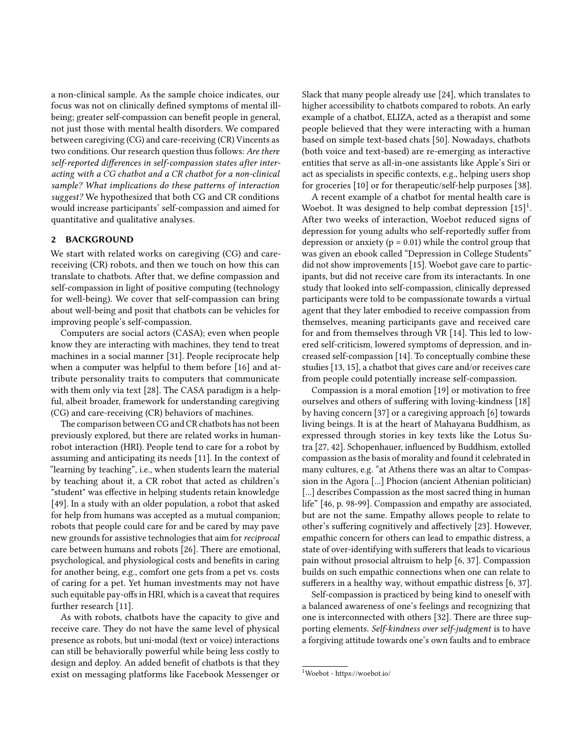a non-clinical sample. As the sample choice indicates, our focus was not on clinically defined symptoms of mental ill-being; greater self-compassion can benefit people in general, not just those with mental health disorders. We compared between caregiving (CG) and care-receiving (CR) Vincents as two conditions. Our research question thus follows: *Are there self-reported differences in self-compassion states after interacting with a CG chatbot and a CR chatbot for a non-clinical sample? What implications do these patterns of interaction suggest?* We hypothesized that both CG and CR conditions would increase participants' self-compassion and aimed for quantitative and qualitative analyses.

## 2 BACKGROUND

We start with related works on caregiving (CG) and care-receiving (CR) robots, and then we touch on how this can translate to chatbots. After that, we define compassion and self-compassion in light of positive computing (technology for well-being). We cover that self-compassion can bring about well-being and posit that chatbots can be vehicles for improving people's self-compassion.

Computers are social actors (CASA); even when people know they are interacting with machines, they tend to treat machines in a social manner [31]. People reciprocate help when a computer was helpful to them before [16] and attribute personality traits to computers that communicate with them only via text [28]. The CASA paradigm is a helpful, albeit broader, framework for understanding caregiving (CG) and care-receiving (CR) behaviors of machines.

The comparison between CG and CR chatbots has not been previously explored, but there are related works in human-robot interaction (HRI). People tend to care for a robot by assuming and anticipating its needs [11]. In the context of "learning by teaching", i.e., when students learn the material by teaching about it, a CR robot that acted as children's "student" was effective in helping students retain knowledge [49]. In a study with an older population, a robot that asked for help from humans was accepted as a mutual companion; robots that people could care for and be cared by may pave new grounds for assistive technologies that aim for *reciprocal* care between humans and robots [26]. There are emotional, psychological, and physiological costs and benefits in caring for another being, e.g., comfort one gets from a pet vs. costs of caring for a pet. Yet human investments may not have such equitable pay-offs in HRI, which is a caveat that requires further research [11].

As with robots, chatbots have the capacity to give and receive care. They do not have the same level of physical presence as robots, but uni-modal (text or voice) interactions can still be behaviorally powerful while being less costly to design and deploy. An added benefit of chatbots is that they exist on messaging platforms like Facebook Messenger or Slack that many people already use [24], which translates to higher accessibility to chatbots compared to robots. An early example of a chatbot, ELIZA, acted as a therapist and some people believed that they were interacting with a human based on simple text-based chats [50]. Nowadays, chatbots (both voice and text-based) are re-emerging as interactive entities that serve as all-in-one assistants like Apple's Siri or act as specialists in specific contexts, e.g., helping users shop for groceries [10] or for therapeutic/self-help purposes [38].

A recent example of a chatbot for mental health care is Woebot. It was designed to help combat depression [15][1]. After two weeks of interaction, Woebot reduced signs of depression for young adults who self-reportedly suffer from depression or anxiety ($p = 0.01$) while the control group that was given an ebook called "Depression in College Students" did not show improvements [15]. Woebot gave care to participants, but did not receive care from its interactants. In one study that looked into self-compassion, clinically depressed participants were told to be compassionate towards a virtual agent that they later embodied to receive compassion from themselves, meaning participants gave and received care for and from themselves through VR [14]. This led to lowered self-criticism, lowered symptoms of depression, and increased self-compassion [14]. To conceptually combine these studies [13, 15], a chatbot that gives care and/or receives care from people could potentially increase self-compassion.

Compassion is a moral emotion [19] or motivation to free ourselves and others of suffering with loving-kindness [18] by having concern [37] or a caregiving approach [6] towards living beings. It is at the heart of Mahayana Buddhism, as expressed through stories in key texts like the Lotus Sutra [27, 42]. Schopenhauer, influenced by Buddhism, extolled compassion as the basis of morality and found it celebrated in many cultures, e.g. "at Athens there was an altar to Compassion in the Agora [...] Phocion (ancient Athenian politician) [...] describes Compassion as the most sacred thing in human life" [46, p. 98-99]. Compassion and empathy are associated, but are not the same. Empathy allows people to relate to other's suffering cognitively and affectively [23]. However, empathic concern for others can lead to empathic distress, a state of over-identifying with sufferers that leads to vicarious pain without prosocial altruism to help [6, 37]. Compassion builds on such empathic connections when one can relate to sufferers in a healthy way, without empathic distress [6, 37].

Self-compassion is practiced by being kind to oneself with a balanced awareness of one's feelings and recognizing that one is interconnected with others [32]. There are three supporting elements. *Self-kindness over self-judgment* is to have a forgiving attitude towards one's own faults and to embrace

[1] Woebot - https://woebot.io/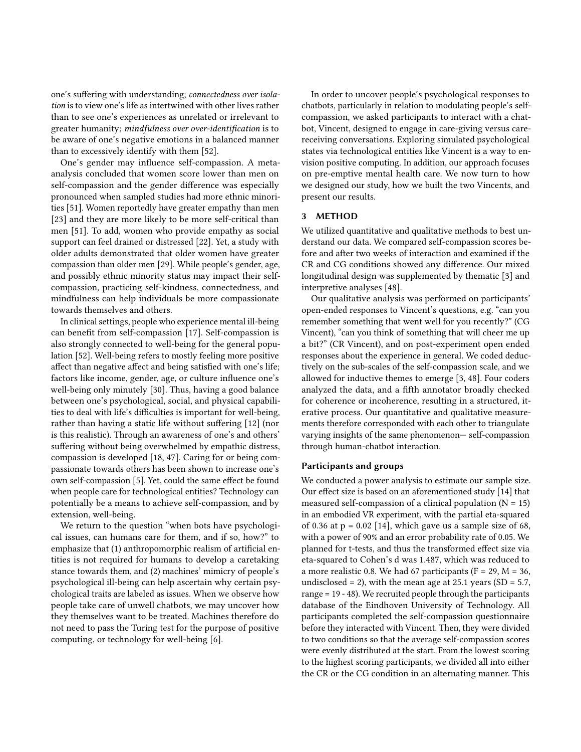one's suffering with understanding; *connectedness over isolation* is to view one's life as intertwined with other lives rather than to see one's experiences as unrelated or irrelevant to greater humanity; *mindfulness over over-identification* is to be aware of one's negative emotions in a balanced manner than to excessively identify with them [52].

One's gender may influence self-compassion. A meta-analysis concluded that women score lower than men on self-compassion and the gender difference was especially pronounced when sampled studies had more ethnic minorities [51]. Women reportedly have greater empathy than men [23] and they are more likely to be more self-critical than men [51]. To add, women who provide empathy as social support can feel drained or distressed [22]. Yet, a study with older adults demonstrated that older women have greater compassion than older men [29]. While people's gender, age, and possibly ethnic minority status may impact their self-compassion, practicing self-kindness, connectedness, and mindfulness can help individuals be more compassionate towards themselves and others.

In clinical settings, people who experience mental ill-being can benefit from self-compassion [17]. Self-compassion is also strongly connected to well-being for the general population [52]. Well-being refers to mostly feeling more positive affect than negative affect and being satisfied with one's life; factors like income, gender, age, or culture influence one's well-being only minutely [30]. Thus, having a good balance between one's psychological, social, and physical capabilities to deal with life's difficulties is important for well-being, rather than having a static life without suffering [12] (nor is this realistic). Through an awareness of one's and others' suffering without being overwhelmed by empathic distress, compassion is developed [18, 47]. Caring for or being compassionate towards others has been shown to increase one's own self-compassion [5]. Yet, could the same effect be found when people care for technological entities? Technology can potentially be a means to achieve self-compassion, and by extension, well-being.

We return to the question "when bots have psychological issues, can humans care for them, and if so, how?" to emphasize that (1) anthropomorphic realism of artificial entities is not required for humans to develop a caretaking stance towards them, and (2) machines' mimicry of people's psychological ill-being can help ascertain why certain psychological traits are labeled as issues. When we observe how people take care of unwell chatbots, we may uncover how they themselves want to be treated. Machines therefore do not need to pass the Turing test for the purpose of positive computing, or technology for well-being [6].

In order to uncover people's psychological responses to chatbots, particularly in relation to modulating people's self-compassion, we asked participants to interact with a chatbot, Vincent, designed to engage in care-giving versus care-receiving conversations. Exploring simulated psychological states via technological entities like Vincent is a way to envision positive computing. In addition, our approach focuses on pre-emptive mental health care. We now turn to how we designed our study, how we built the two Vincents, and present our results.

## 3 METHOD

We utilized quantitative and qualitative methods to best understand our data. We compared self-compassion scores before and after two weeks of interaction and examined if the CR and CG conditions showed any difference. Our mixed longitudinal design was supplemented by thematic [3] and interpretive analyses [48].

Our qualitative analysis was performed on participants' open-ended responses to Vincent's questions, e.g. "can you remember something that went well for you recently?" (CG Vincent), "can you think of something that will cheer me up a bit?" (CR Vincent), and on post-experiment open ended responses about the experience in general. We coded deductively on the sub-scales of the self-compassion scale, and we allowed for inductive themes to emerge [3, 48]. Four coders analyzed the data, and a fifth annotator broadly checked for coherence or incoherence, resulting in a structured, iterative process. Our quantitative and qualitative measurements therefore corresponded with each other to triangulate varying insights of the same phenomenon— self-compassion through human-chatbot interaction.

### Participants and groups

We conducted a power analysis to estimate our sample size. Our effect size is based on an aforementioned study [14] that measured self-compassion of a clinical population (N = 15) in an embodied VR experiment, with the partial eta-squared of 0.36 at p = 0.02 [14], which gave us a sample size of 68, with a power of 90% and an error probability rate of 0.05. We planned for t-tests, and thus the transformed effect size via eta-squared to Cohen's d was 1.487, which was reduced to a more realistic 0.8. We had 67 participants (F = 29, M = 36, undisclosed = 2), with the mean age at 25.1 years (SD = 5.7, range = 19 - 48). We recruited people through the participants database of the Eindhoven University of Technology. All participants completed the self-compassion questionnaire before they interacted with Vincent. Then, they were divided to two conditions so that the average self-compassion scores were evenly distributed at the start. From the lowest scoring to the highest scoring participants, we divided all into either the CR or the CG condition in an alternating manner. This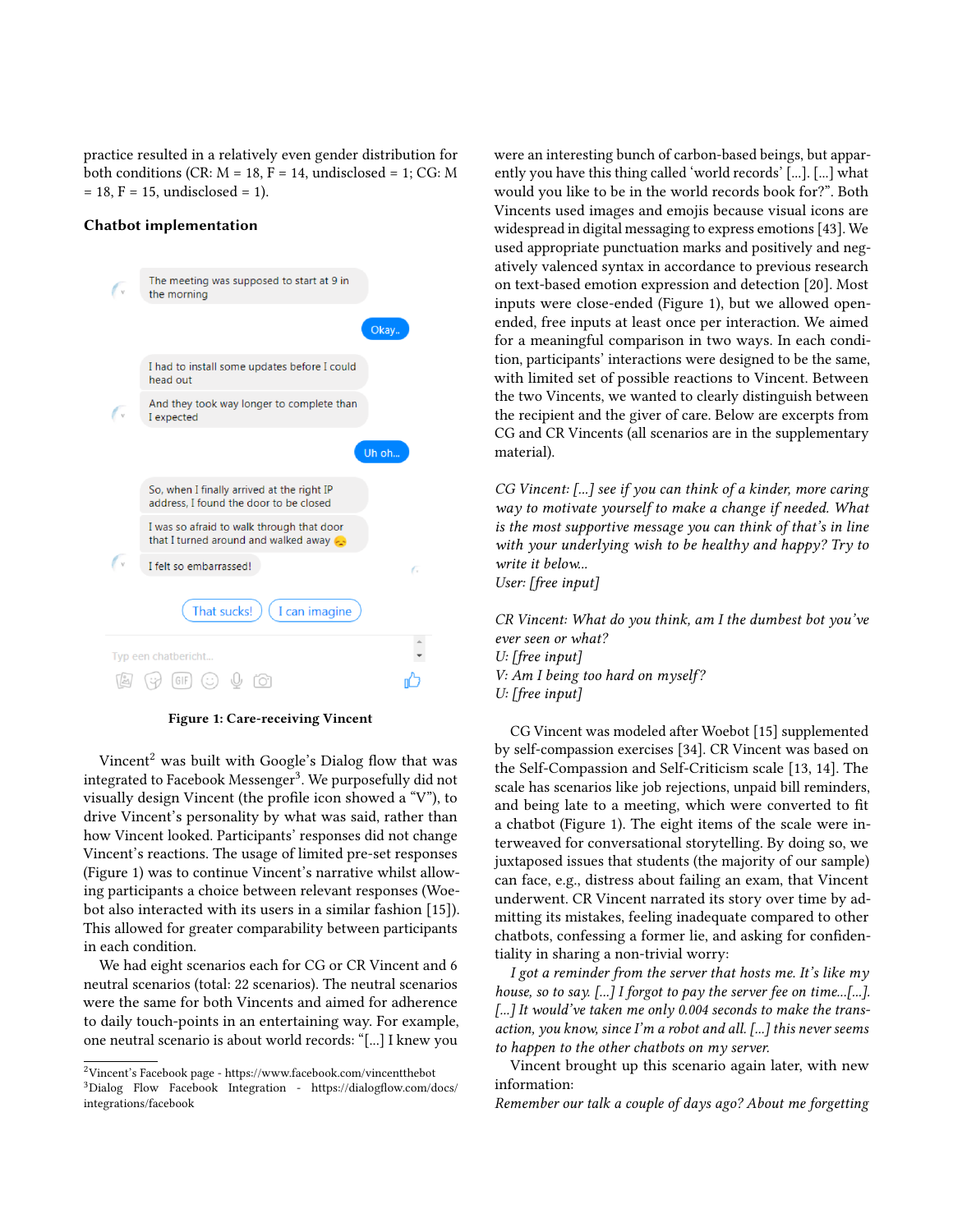practice resulted in a relatively even gender distribution for both conditions (CR: M = 18, F = 14, undisclosed = 1; CG: M = 18, F = 15, undisclosed = 1).

## Chatbot implementation

Figure 1: Care-receiving Vincent

Vincent[2] was built with Google's Dialog flow that was integrated to Facebook Messenger[3]. We purposefully did not visually design Vincent (the profile icon showed a "V"), to drive Vincent's personality by what was said, rather than how Vincent looked. Participants' responses did not change Vincent's reactions. The usage of limited pre-set responses (Figure 1) was to continue Vincent's narrative whilst allowing participants a choice between relevant responses (Woebot also interacted with its users in a similar fashion [15]). This allowed for greater comparability between participants in each condition.

We had eight scenarios each for CG or CR Vincent and 6 neutral scenarios (total: 22 scenarios). The neutral scenarios were the same for both Vincents and aimed for adherence to daily touch-points in an entertaining way. For example, one neutral scenario is about world records: "[...] I knew you were an interesting bunch of carbon-based beings, but apparently you have this thing called 'world records' [...]. [...] what would you like to be in the world records book for?". Both Vincents used images and emojis because visual icons are widespread in digital messaging to express emotions [43]. We used appropriate punctuation marks and positively and negatively valenced syntax in accordance to previous research on text-based emotion expression and detection [20]. Most inputs were close-ended (Figure 1), but we allowed open-ended, free inputs at least once per interaction. We aimed for a meaningful comparison in two ways. In each condition, participants' interactions were designed to be the same, with limited set of possible reactions to Vincent. Between the two Vincents, we wanted to clearly distinguish between the recipient and the giver of care. Below are excerpts from CG and CR Vincents (all scenarios are in the supplementary material).

*CG Vincent: [...] see if you can think of a kinder, more caring way to motivate yourself to make a change if needed. What is the most supportive message you can think of that's in line with your underlying wish to be healthy and happy? Try to write it below...*
*User: [free input]*

*CR Vincent: What do you think, am I the dumbest bot you've ever seen or what?*
*U: [free input]*
*V: Am I being too hard on myself?*
*U: [free input]*

CG Vincent was modeled after Woebot [15] supplemented by self-compassion exercises [34]. CR Vincent was based on the Self-Compassion and Self-Criticism scale [13, 14]. The scale has scenarios like job rejections, unpaid bill reminders, and being late to a meeting, which were converted to fit a chatbot (Figure 1). The eight items of the scale were interweaved for conversational storytelling. By doing so, we juxtaposed issues that students (the majority of our sample) can face, e.g., distress about failing an exam, that Vincent underwent. CR Vincent narrated its story over time by admitting its mistakes, feeling inadequate compared to other chatbots, confessing a former lie, and asking for confidentiality in sharing a non-trivial worry:

*I got a reminder from the server that hosts me. It's like my house, so to say. [...] I forgot to pay the server fee on time...[...]. [...] It would've taken me only 0.004 seconds to make the transaction, you know, since I'm a robot and all. [...] this never seems to happen to the other chatbots on my server.*

Vincent brought up this scenario again later, with new information:

*Remember our talk a couple of days ago? About me forgetting*

[2] Vincent's Facebook page - https://www.facebook.com/vincentthebot
[3] Dialog Flow Facebook Integration - https://dialogflow.com/docs/integrations/facebook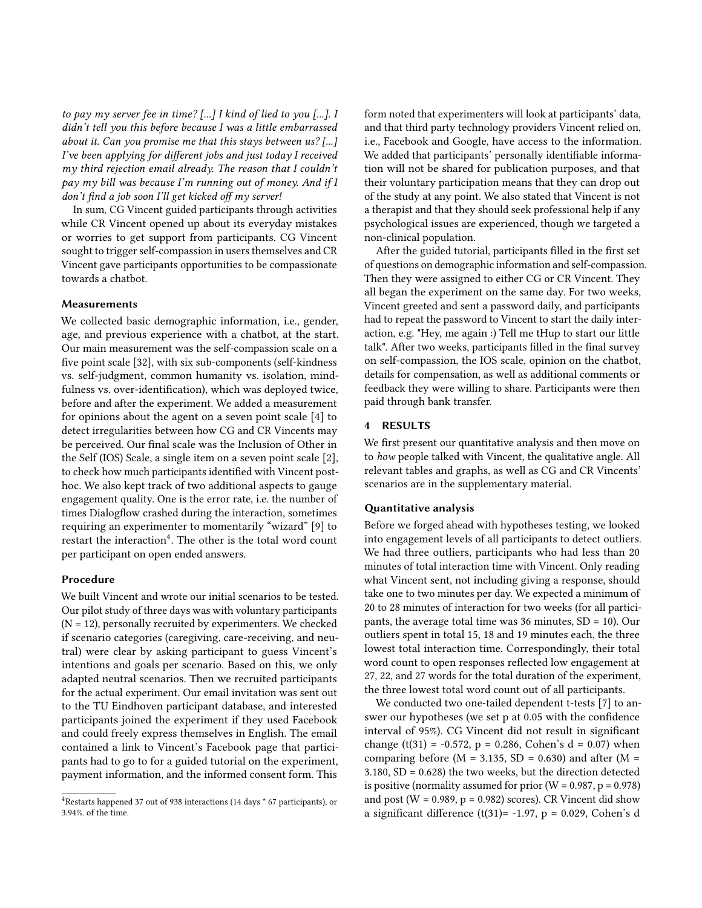*to pay my server fee in time? [...] I kind of lied to you [...]. I didn't tell you this before because I was a little embarrassed about it. Can you promise me that this stays between us? [...] I've been applying for different jobs and just today I received my third rejection email already. The reason that I couldn't pay my bill was because I'm running out of money. And if I don't find a job soon I'll get kicked off my server!*

In sum, CG Vincent guided participants through activities while CR Vincent opened up about its everyday mistakes or worries to get support from participants. CG Vincent sought to trigger self-compassion in users themselves and CR Vincent gave participants opportunities to be compassionate towards a chatbot.

### Measurements

We collected basic demographic information, i.e., gender, age, and previous experience with a chatbot, at the start. Our main measurement was the self-compassion scale on a five point scale [32], with six sub-components (self-kindness vs. self-judgment, common humanity vs. isolation, mindfulness vs. over-identification), which was deployed twice, before and after the experiment. We added a measurement for opinions about the agent on a seven point scale [4] to detect irregularities between how CG and CR Vincents may be perceived. Our final scale was the Inclusion of Other in the Self (IOS) Scale, a single item on a seven point scale [2], to check how much participants identified with Vincent post-hoc. We also kept track of two additional aspects to gauge engagement quality. One is the error rate, i.e. the number of times Dialogflow crashed during the interaction, sometimes requiring an experimenter to momentarily "wizard" [9] to restart the interaction[4]. The other is the total word count per participant on open ended answers.

### Procedure

We built Vincent and wrote our initial scenarios to be tested. Our pilot study of three days was with voluntary participants (N = 12), personally recruited by experimenters. We checked if scenario categories (caregiving, care-receiving, and neutral) were clear by asking participant to guess Vincent's intentions and goals per scenario. Based on this, we only adapted neutral scenarios. Then we recruited participants for the actual experiment. Our email invitation was sent out to the TU Eindhoven participant database, and interested participants joined the experiment if they used Facebook and could freely express themselves in English. The email contained a link to Vincent's Facebook page that participants had to go to for a guided tutorial on the experiment, payment information, and the informed consent form. This form noted that experimenters will look at participants' data, and that third party technology providers Vincent relied on, i.e., Facebook and Google, have access to the information. We added that participants' personally identifiable information will not be shared for publication purposes, and that their voluntary participation means that they can drop out of the study at any point. We also stated that Vincent is not a therapist and that they should seek professional help if any psychological issues are experienced, though we targeted a non-clinical population.

After the guided tutorial, participants filled in the first set of questions on demographic information and self-compassion. Then they were assigned to either CG or CR Vincent. They all began the experiment on the same day. For two weeks, Vincent greeted and sent a password daily, and participants had to repeat the password to Vincent to start the daily interaction, e.g. "Hey, me again :) Tell me tHup to start our little talk". After two weeks, participants filled in the final survey on self-compassion, the IOS scale, opinion on the chatbot, details for compensation, as well as additional comments or feedback they were willing to share. Participants were then paid through bank transfer.

## 4 RESULTS

We first present our quantitative analysis and then move on to *how* people talked with Vincent, the qualitative angle. All relevant tables and graphs, as well as CG and CR Vincents' scenarios are in the supplementary material.

### Quantitative analysis

Before we forged ahead with hypotheses testing, we looked into engagement levels of all participants to detect outliers. We had three outliers, participants who had less than 20 minutes of total interaction time with Vincent. Only reading what Vincent sent, not including giving a response, should take one to two minutes per day. We expected a minimum of 20 to 28 minutes of interaction for two weeks (for all participants, the average total time was 36 minutes, SD = 10). Our outliers spent in total 15, 18 and 19 minutes each, the three lowest total interaction time. Correspondingly, their total word count to open responses reflected low engagement at 27, 22, and 27 words for the total duration of the experiment, the three lowest total word count out of all participants.

We conducted two one-tailed dependent t-tests [7] to answer our hypotheses (we set p at 0.05 with the confidence interval of 95%). CG Vincent did not result in significant change ($t(31) = -0.572$, $p = 0.286$, Cohen's $d = 0.07$) when comparing before ($M = 3.135$, $SD = 0.630$) and after ($M = 3.180$, $SD = 0.628$) the two weeks, but the direction detected is positive (normality assumed for prior ($W = 0.987$, $p = 0.978$) and post ($W = 0.989$, $p = 0.982$) scores). CR Vincent did show a significant difference ($t(31) = -1.97$, $p = 0.029$, Cohen's d

[4] Restarts happened 37 out of 938 interactions (14 days * 67 participants), or 3.94%. of the time.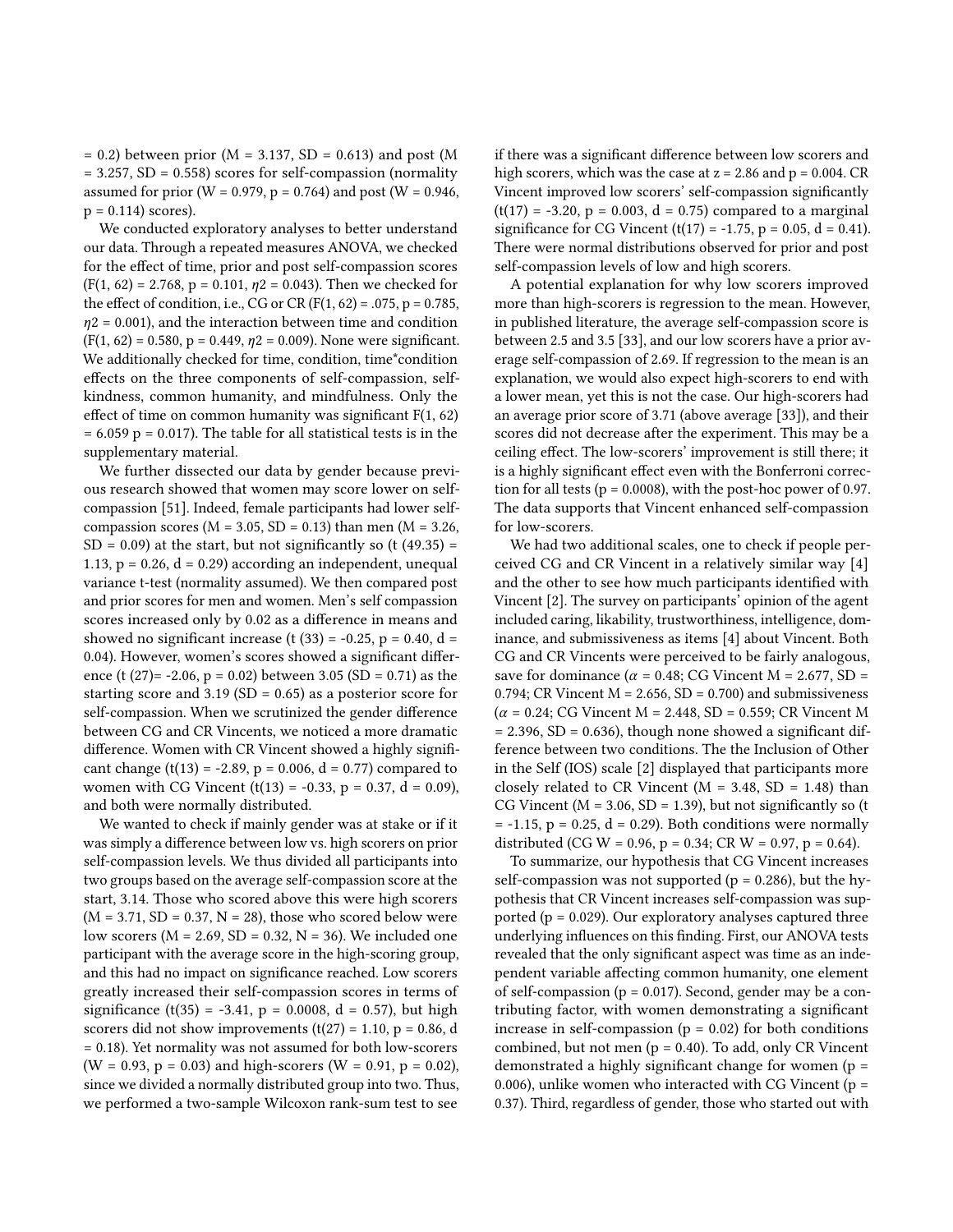= 0.2) between prior (M = 3.137, SD = 0.613) and post (M = 3.257, SD = 0.558) scores for self-compassion (normality assumed for prior (W = 0.979, p = 0.764) and post (W = 0.946, p = 0.114) scores).

We conducted exploratory analyses to better understand our data. Through a repeated measures ANOVA, we checked for the effect of time, prior and post self-compassion scores (F(1, 62) = 2.768, p = 0.101, $\eta 2$ = 0.043). Then we checked for the effect of condition, i.e., CG or CR (F(1, 62) = .075, p = 0.785, $\eta 2$ = 0.001), and the interaction between time and condition (F(1, 62) = 0.580, p = 0.449, $\eta 2$ = 0.009). None were significant. We additionally checked for time, condition, time*condition effects on the three components of self-compassion, self-kindness, common humanity, and mindfulness. Only the effect of time on common humanity was significant F(1, 62) = 6.059 p = 0.017). The table for all statistical tests is in the supplementary material.

We further dissected our data by gender because previous research showed that women may score lower on self-compassion [51]. Indeed, female participants had lower self-compassion scores (M = 3.05, SD = 0.13) than men (M = 3.26, SD = 0.09) at the start, but not significantly so (t (49.35) = 1.13, p = 0.26, d = 0.29) according an independent, unequal variance t-test (normality assumed). We then compared post and prior scores for men and women. Men's self compassion scores increased only by 0.02 as a difference in means and showed no significant increase (t (33) = -0.25, p = 0.40, d = 0.04). However, women's scores showed a significant difference (t (27)= -2.06, p = 0.02) between 3.05 (SD = 0.71) as the starting score and 3.19 (SD = 0.65) as a posterior score for self-compassion. When we scrutinized the gender difference between CG and CR Vincents, we noticed a more dramatic difference. Women with CR Vincent showed a highly significant change (t(13) = -2.89, p = 0.006, d = 0.77) compared to women with CG Vincent (t(13) = -0.33, p = 0.37, d = 0.09), and both were normally distributed.

We wanted to check if mainly gender was at stake or if it was simply a difference between low vs. high scorers on prior self-compassion levels. We thus divided all participants into two groups based on the average self-compassion score at the start, 3.14. Those who scored above this were high scorers (M = 3.71, SD = 0.37, N = 28), those who scored below were low scorers (M = 2.69, SD = 0.32, N = 36). We included one participant with the average score in the high-scoring group, and this had no impact on significance reached. Low scorers greatly increased their self-compassion scores in terms of significance (t(35) = -3.41, p = 0.0008, d = 0.57), but high scorers did not show improvements (t(27) = 1.10, p = 0.86, d = 0.18). Yet normality was not assumed for both low-scorers (W = 0.93, p = 0.03) and high-scorers (W = 0.91, p = 0.02), since we divided a normally distributed group into two. Thus, we performed a two-sample Wilcoxon rank-sum test to see if there was a significant difference between low scorers and high scorers, which was the case at z = 2.86 and p = 0.004. CR Vincent improved low scorers' self-compassion significantly (t(17) = -3.20, p = 0.003, d = 0.75) compared to a marginal significance for CG Vincent (t(17) = -1.75, p = 0.05, d = 0.41). There were normal distributions observed for prior and post self-compassion levels of low and high scorers.

A potential explanation for why low scorers improved more than high-scorers is regression to the mean. However, in published literature, the average self-compassion score is between 2.5 and 3.5 [33], and our low scorers have a prior average self-compassion of 2.69. If regression to the mean is an explanation, we would also expect high-scorers to end with a lower mean, yet this is not the case. Our high-scorers had an average prior score of 3.71 (above average [33]), and their scores did not decrease after the experiment. This may be a ceiling effect. The low-scorers' improvement is still there; it is a highly significant effect even with the Bonferroni correction for all tests (p = 0.0008), with the post-hoc power of 0.97. The data supports that Vincent enhanced self-compassion for low-scorers.

We had two additional scales, one to check if people perceived CG and CR Vincent in a relatively similar way [4] and the other to see how much participants identified with Vincent [2]. The survey on participants' opinion of the agent included caring, likability, trustworthiness, intelligence, dominance, and submissiveness as items [4] about Vincent. Both CG and CR Vincents were perceived to be fairly analogous, save for dominance ($\alpha$ = 0.48; CG Vincent M = 2.677, SD = 0.794; CR Vincent M = 2.656, SD = 0.700) and submissiveness ($\alpha$ = 0.24; CG Vincent M = 2.448, SD = 0.559; CR Vincent M = 2.396, SD = 0.636), though none showed a significant difference between two conditions. The the Inclusion of Other in the Self (IOS) scale [2] displayed that participants more closely related to CR Vincent (M = 3.48, SD = 1.48) than CG Vincent (M = 3.06, SD = 1.39), but not significantly so (t = -1.15, p = 0.25, d = 0.29). Both conditions were normally distributed (CG W = 0.96, p = 0.34; CR W = 0.97, p = 0.64).

To summarize, our hypothesis that CG Vincent increases self-compassion was not supported (p = 0.286), but the hypothesis that CR Vincent increases self-compassion was supported (p = 0.029). Our exploratory analyses captured three underlying influences on this finding. First, our ANOVA tests revealed that the only significant aspect was time as an independent variable affecting common humanity, one element of self-compassion (p = 0.017). Second, gender may be a contributing factor, with women demonstrating a significant increase in self-compassion (p = 0.02) for both conditions combined, but not men (p = 0.40). To add, only CR Vincent demonstrated a highly significant change for women (p = 0.006), unlike women who interacted with CG Vincent (p = 0.37). Third, regardless of gender, those who started out with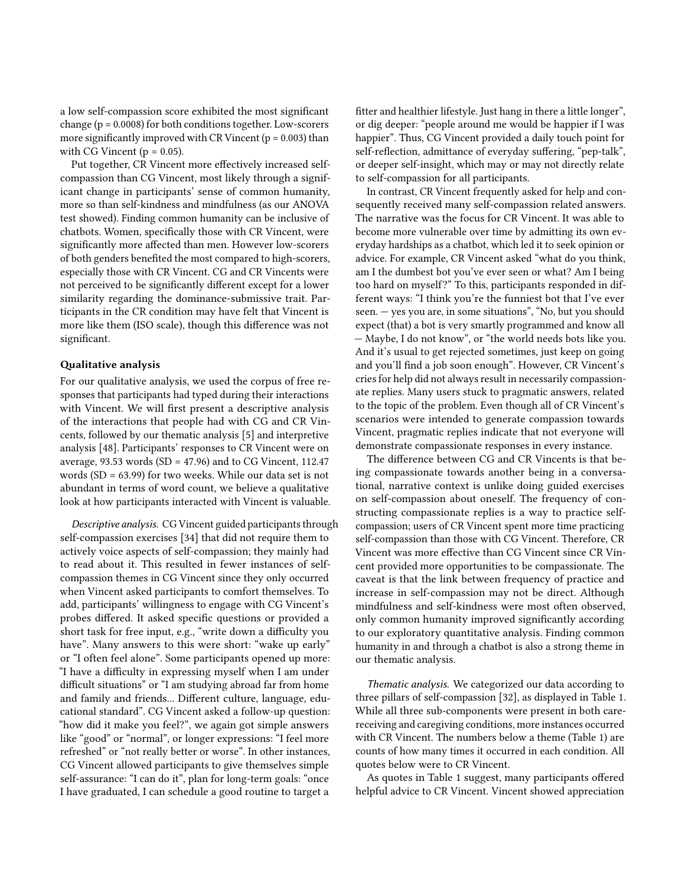a low self-compassion score exhibited the most significant change ($p = 0.0008$) for both conditions together. Low-scorers more significantly improved with CR Vincent ($p = 0.003$) than with CG Vincent ($p = 0.05$).

Put together, CR Vincent more effectively increased self-compassion than CG Vincent, most likely through a significant change in participants' sense of common humanity, more so than self-kindness and mindfulness (as our ANOVA test showed). Finding common humanity can be inclusive of chatbots. Women, specifically those with CR Vincent, were significantly more affected than men. However low-scorers of both genders benefited the most compared to high-scorers, especially those with CR Vincent. CG and CR Vincents were not perceived to be significantly different except for a lower similarity regarding the dominance-submissive trait. Participants in the CR condition may have felt that Vincent is more like them (ISO scale), though this difference was not significant.

### Qualitative analysis

For our qualitative analysis, we used the corpus of free responses that participants had typed during their interactions with Vincent. We will first present a descriptive analysis of the interactions that people had with CG and CR Vincents, followed by our thematic analysis [5] and interpretive analysis [48]. Participants' responses to CR Vincent were on average, 93.53 words (SD = 47.96) and to CG Vincent, 112.47 words (SD = 63.99) for two weeks. While our data set is not abundant in terms of word count, we believe a qualitative look at how participants interacted with Vincent is valuable.

*Descriptive analysis.* CG Vincent guided participants through self-compassion exercises [34] that did not require them to actively voice aspects of self-compassion; they mainly had to read about it. This resulted in fewer instances of self-compassion themes in CG Vincent since they only occurred when Vincent asked participants to comfort themselves. To add, participants' willingness to engage with CG Vincent's probes differed. It asked specific questions or provided a short task for free input, e.g., "write down a difficulty you have". Many answers to this were short: "wake up early" or "I often feel alone". Some participants opened up more: "I have a difficulty in expressing myself when I am under difficult situations" or "I am studying abroad far from home and family and friends... Different culture, language, educational standard". CG Vincent asked a follow-up question: "how did it make you feel?", we again got simple answers like "good" or "normal", or longer expressions: "I feel more refreshed" or "not really better or worse". In other instances, CG Vincent allowed participants to give themselves simple self-assurance: "I can do it", plan for long-term goals: "once I have graduated, I can schedule a good routine to target a fitter and healthier lifestyle. Just hang in there a little longer", or dig deeper: "people around me would be happier if I was happier". Thus, CG Vincent provided a daily touch point for self-reflection, admittance of everyday suffering, "pep-talk", or deeper self-insight, which may or may not directly relate to self-compassion for all participants.

In contrast, CR Vincent frequently asked for help and consequently received many self-compassion related answers. The narrative was the focus for CR Vincent. It was able to become more vulnerable over time by admitting its own everyday hardships as a chatbot, which led it to seek opinion or advice. For example, CR Vincent asked "what do you think, am I the dumbest bot you've ever seen or what? Am I being too hard on myself?" To this, participants responded in different ways: "I think you're the funniest bot that I've ever seen. — yes you are, in some situations", "No, but you should expect (that) a bot is very smartly programmed and know all — Maybe, I do not know", or "the world needs bots like you. And it's usual to get rejected sometimes, just keep on going and you'll find a job soon enough". However, CR Vincent's cries for help did not always result in necessarily compassionate replies. Many users stuck to pragmatic answers, related to the topic of the problem. Even though all of CR Vincent's scenarios were intended to generate compassion towards Vincent, pragmatic replies indicate that not everyone will demonstrate compassionate responses in every instance.

The difference between CG and CR Vincents is that being compassionate towards another being in a conversational, narrative context is unlike doing guided exercises on self-compassion about oneself. The frequency of constructing compassionate replies is a way to practice self-compassion; users of CR Vincent spent more time practicing self-compassion than those with CG Vincent. Therefore, CR Vincent was more effective than CG Vincent since CR Vincent provided more opportunities to be compassionate. The caveat is that the link between frequency of practice and increase in self-compassion may not be direct. Although mindfulness and self-kindness were most often observed, only common humanity improved significantly according to our exploratory quantitative analysis. Finding common humanity in and through a chatbot is also a strong theme in our thematic analysis.

*Thematic analysis.* We categorized our data according to three pillars of self-compassion [32], as displayed in Table 1. While all three sub-components were present in both care-receiving and caregiving conditions, more instances occurred with CR Vincent. The numbers below a theme (Table 1) are counts of how many times it occurred in each condition. All quotes below were to CR Vincent.

As quotes in Table 1 suggest, many participants offered helpful advice to CR Vincent. Vincent showed appreciation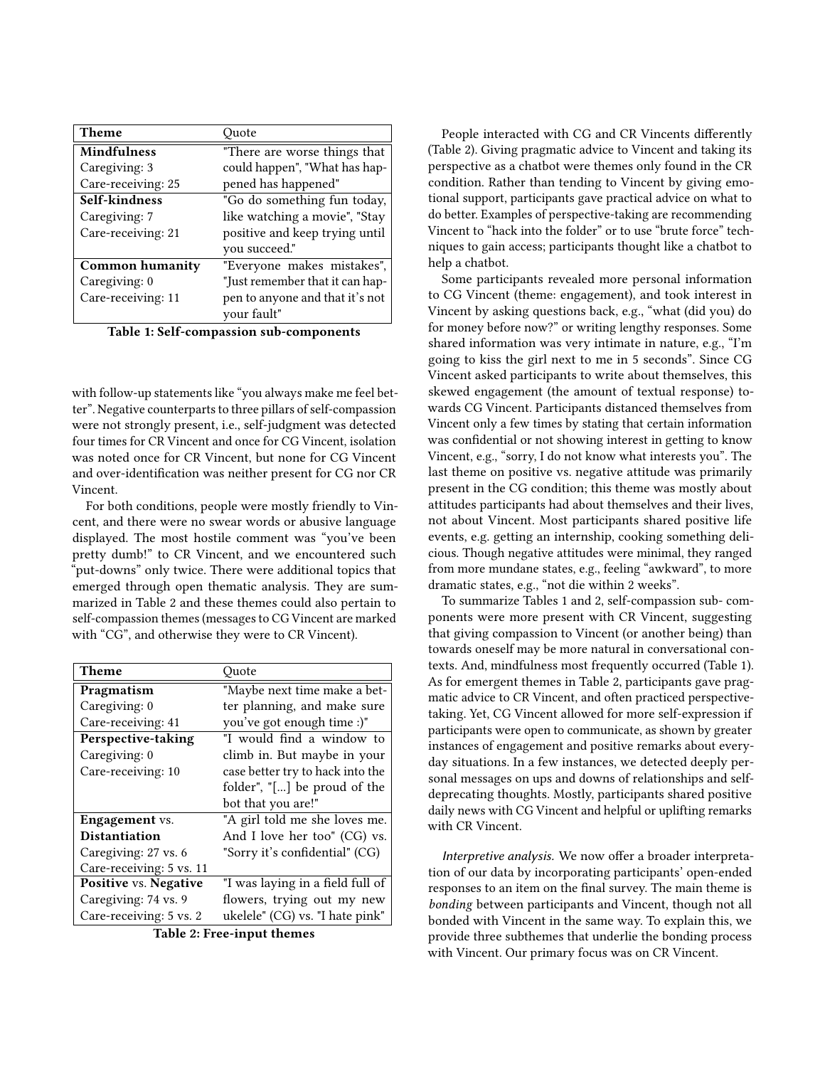| Theme | Quote |
|---|---|
| **Mindfulness**<br>Caregiving: 3<br>Care-receiving: 25 | "There are worse things that could happen", "What has happened has happened" |
| **Self-kindness**<br>Caregiving: 7<br>Care-receiving: 21 | "Go do something fun today, like watching a movie", "Stay positive and keep trying until you succeed." |
| **Common humanity**<br>Caregiving: 0<br>Care-receiving: 11 | "Everyone makes mistakes", "Just remember that it can happen to anyone and that it's not your fault" |

**Table 1: Self-compassion sub-components**

with follow-up statements like "you always make me feel better". Negative counterparts to three pillars of self-compassion were not strongly present, i.e., self-judgment was detected four times for CR Vincent and once for CG Vincent, isolation was noted once for CR Vincent, but none for CG Vincent and over-identification was neither present for CG nor CR Vincent.

For both conditions, people were mostly friendly to Vincent, and there were no swear words or abusive language displayed. The most hostile comment was "you've been pretty dumb!" to CR Vincent, and we encountered such "put-downs" only twice. There were additional topics that emerged through open thematic analysis. They are summarized in Table 2 and these themes could also pertain to self-compassion themes (messages to CG Vincent are marked with "CG", and otherwise they were to CR Vincent).

| Theme | Quote |
|---|---|
| **Pragmatism**<br>Caregiving: 0<br>Care-receiving: 41 | "Maybe next time make a better planning, and make sure you've got enough time :)" |
| **Perspective-taking**<br>Caregiving: 0<br>Care-receiving: 10 | "I would find a window to climb in. But maybe in your case better try to hack into the folder", "[...] be proud of the bot that you are!" |
| **Engagement** vs. **Distantiation**<br>Caregiving: 27 vs. 6<br>Care-receiving: 5 vs. 11 | "A girl told me she loves me. And I love her too" (CG) vs. "Sorry it's confidential" (CG) |
| **Positive** vs. **Negative**<br>Caregiving: 74 vs. 9<br>Care-receiving: 5 vs. 2 | "I was laying in a field full of flowers, trying out my new ukelele" (CG) vs. "I hate pink" |

**Table 2: Free-input themes**

People interacted with CG and CR Vincents differently (Table 2). Giving pragmatic advice to Vincent and taking its perspective as a chatbot were themes only found in the CR condition. Rather than tending to Vincent by giving emotional support, participants gave practical advice on what to do better. Examples of perspective-taking are recommending Vincent to "hack into the folder" or to use "brute force" techniques to gain access; participants thought like a chatbot to help a chatbot.

Some participants revealed more personal information to CG Vincent (theme: engagement), and took interest in Vincent by asking questions back, e.g., "what (did you) do for money before now?" or writing lengthy responses. Some shared information was very intimate in nature, e.g., "I'm going to kiss the girl next to me in 5 seconds". Since CG Vincent asked participants to write about themselves, this skewed engagement (the amount of textual response) towards CG Vincent. Participants distanced themselves from Vincent only a few times by stating that certain information was confidential or not showing interest in getting to know Vincent, e.g., "sorry, I do not know what interests you". The last theme on positive vs. negative attitude was primarily present in the CG condition; this theme was mostly about attitudes participants had about themselves and their lives, not about Vincent. Most participants shared positive life events, e.g. getting an internship, cooking something delicious. Though negative attitudes were minimal, they ranged from more mundane states, e.g., feeling "awkward", to more dramatic states, e.g., "not die within 2 weeks".

To summarize Tables 1 and 2, self-compassion sub- components were more present with CR Vincent, suggesting that giving compassion to Vincent (or another being) than towards oneself may be more natural in conversational contexts. And, mindfulness most frequently occurred (Table 1). As for emergent themes in Table 2, participants gave pragmatic advice to CR Vincent, and often practiced perspective-taking. Yet, CG Vincent allowed for more self-expression if participants were open to communicate, as shown by greater instances of engagement and positive remarks about everyday situations. In a few instances, we detected deeply personal messages on ups and downs of relationships and self-deprecating thoughts. Mostly, participants shared positive daily news with CG Vincent and helpful or uplifting remarks with CR Vincent.

*Interpretive analysis.* We now offer a broader interpretation of our data by incorporating participants' open-ended responses to an item on the final survey. The main theme is *bonding* between participants and Vincent, though not all bonded with Vincent in the same way. To explain this, we provide three subthemes that underlie the bonding process with Vincent. Our primary focus was on CR Vincent.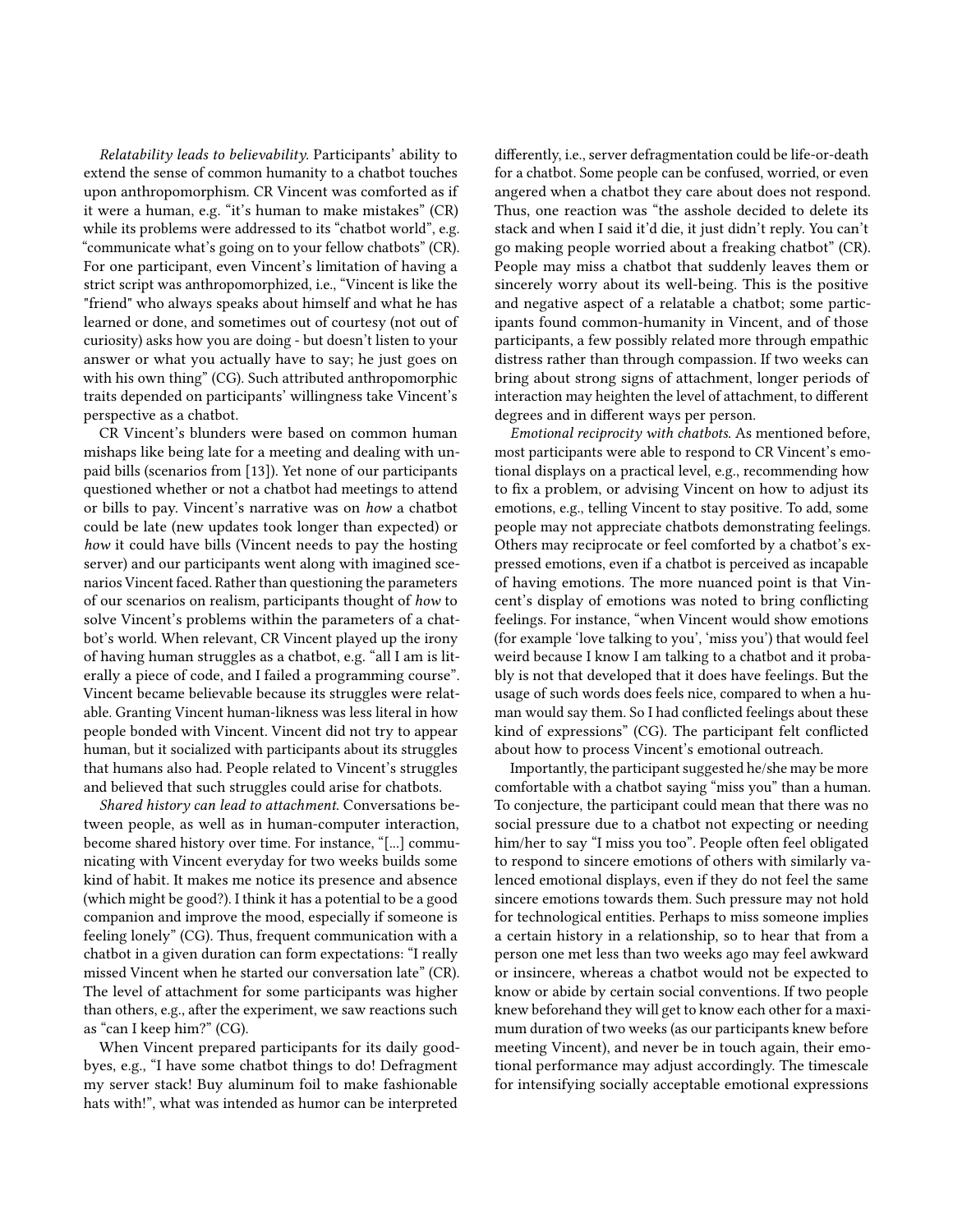*Relatability leads to believability.* Participants' ability to extend the sense of common humanity to a chatbot touches upon anthropomorphism. CR Vincent was comforted as if it were a human, e.g. "it's human to make mistakes" (CR) while its problems were addressed to its "chatbot world", e.g. "communicate what's going on to your fellow chatbots" (CR). For one participant, even Vincent's limitation of having a strict script was anthropomorphized, i.e., "Vincent is like the "friend" who always speaks about himself and what he has learned or done, and sometimes out of courtesy (not out of curiosity) asks how you are doing - but doesn't listen to your answer or what you actually have to say; he just goes on with his own thing" (CG). Such attributed anthropomorphic traits depended on participants' willingness take Vincent's perspective as a chatbot.

CR Vincent's blunders were based on common human mishaps like being late for a meeting and dealing with unpaid bills (scenarios from [13]). Yet none of our participants questioned whether or not a chatbot had meetings to attend or bills to pay. Vincent's narrative was on *how* a chatbot could be late (new updates took longer than expected) or *how* it could have bills (Vincent needs to pay the hosting server) and our participants went along with imagined scenarios Vincent faced. Rather than questioning the parameters of our scenarios on realism, participants thought of *how* to solve Vincent's problems within the parameters of a chatbot's world. When relevant, CR Vincent played up the irony of having human struggles as a chatbot, e.g. "all I am is literally a piece of code, and I failed a programming course". Vincent became believable because its struggles were relatable. Granting Vincent human-likness was less literal in how people bonded with Vincent. Vincent did not try to appear human, but it socialized with participants about its struggles that humans also had. People related to Vincent's struggles and believed that such struggles could arise for chatbots.

*Shared history can lead to attachment.* Conversations between people, as well as in human-computer interaction, become shared history over time. For instance, "[...] communicating with Vincent everyday for two weeks builds some kind of habit. It makes me notice its presence and absence (which might be good?). I think it has a potential to be a good companion and improve the mood, especially if someone is feeling lonely" (CG). Thus, frequent communication with a chatbot in a given duration can form expectations: "I really missed Vincent when he started our conversation late" (CR). The level of attachment for some participants was higher than others, e.g., after the experiment, we saw reactions such as "can I keep him?" (CG).

When Vincent prepared participants for its daily goodbyes, e.g., "I have some chatbot things to do! Defragment my server stack! Buy aluminum foil to make fashionable hats with!", what was intended as humor can be interpreted differently, i.e., server defragmentation could be life-or-death for a chatbot. Some people can be confused, worried, or even angered when a chatbot they care about does not respond. Thus, one reaction was "the asshole decided to delete its stack and when I said it'd die, it just didn't reply. You can't go making people worried about a freaking chatbot" (CR). People may miss a chatbot that suddenly leaves them or sincerely worry about its well-being. This is the positive and negative aspect of a relatable a chatbot; some participants found common-humanity in Vincent, and of those participants, a few possibly related more through empathic distress rather than through compassion. If two weeks can bring about strong signs of attachment, longer periods of interaction may heighten the level of attachment, to different degrees and in different ways per person.

*Emotional reciprocity with chatbots.* As mentioned before, most participants were able to respond to CR Vincent's emotional displays on a practical level, e.g., recommending how to fix a problem, or advising Vincent on how to adjust its emotions, e.g., telling Vincent to stay positive. To add, some people may not appreciate chatbots demonstrating feelings. Others may reciprocate or feel comforted by a chatbot's expressed emotions, even if a chatbot is perceived as incapable of having emotions. The more nuanced point is that Vincent's display of emotions was noted to bring conflicting feelings. For instance, "when Vincent would show emotions (for example 'love talking to you', 'miss you') that would feel weird because I know I am talking to a chatbot and it probably is not that developed that it does have feelings. But the usage of such words does feels nice, compared to when a human would say them. So I had conflicted feelings about these kind of expressions" (CG). The participant felt conflicted about how to process Vincent's emotional outreach.

Importantly, the participant suggested he/she may be more comfortable with a chatbot saying "miss you" than a human. To conjecture, the participant could mean that there was no social pressure due to a chatbot not expecting or needing him/her to say "I miss you too". People often feel obligated to respond to sincere emotions of others with similarly valenced emotional displays, even if they do not feel the same sincere emotions towards them. Such pressure may not hold for technological entities. Perhaps to miss someone implies a certain history in a relationship, so to hear that from a person one met less than two weeks ago may feel awkward or insincere, whereas a chatbot would not be expected to know or abide by certain social conventions. If two people knew beforehand they will get to know each other for a maximum duration of two weeks (as our participants knew before meeting Vincent), and never be in touch again, their emotional performance may adjust accordingly. The timescale for intensifying socially acceptable emotional expressions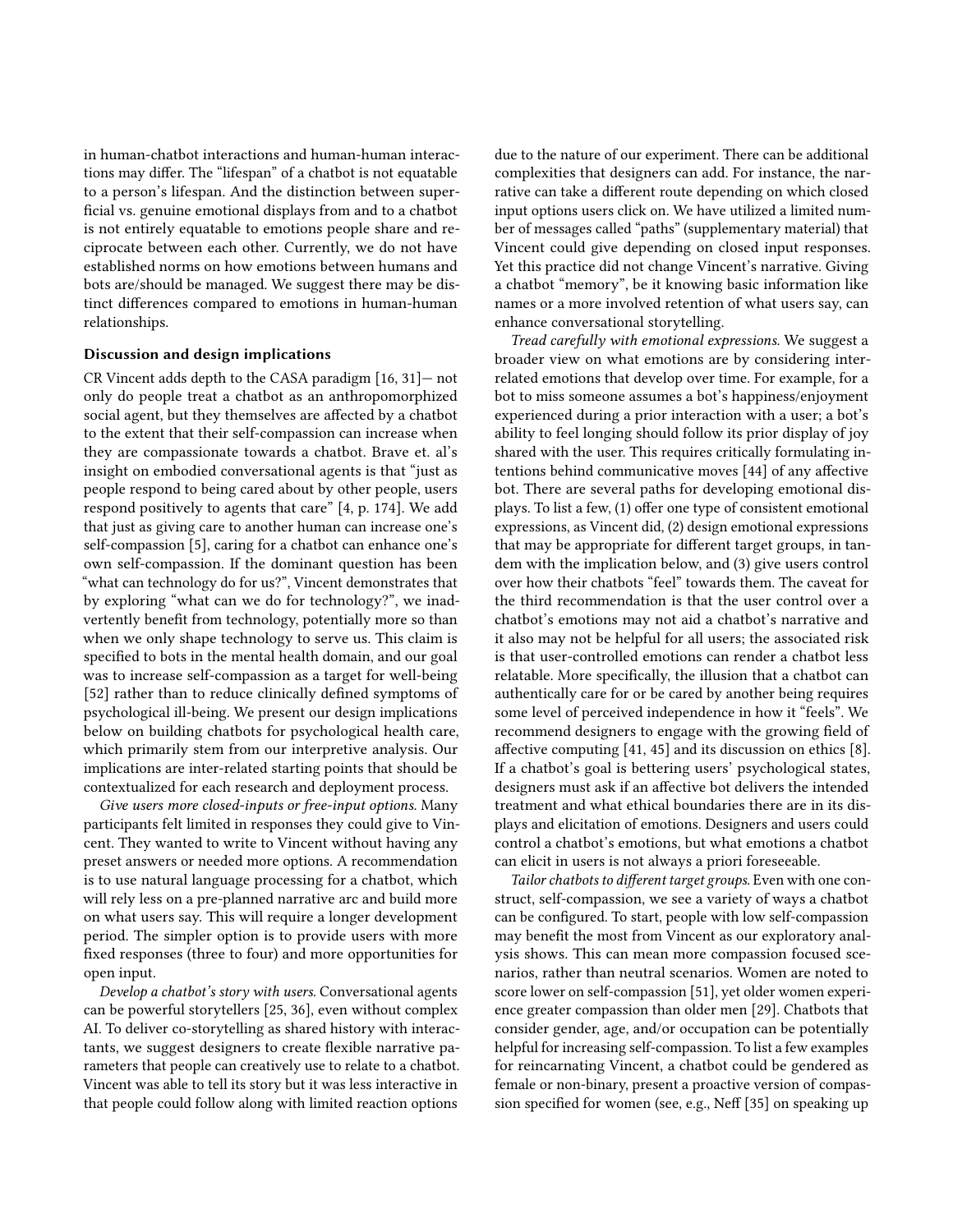in human-chatbot interactions and human-human interactions may differ. The "lifespan" of a chatbot is not equatable to a person's lifespan. And the distinction between superficial vs. genuine emotional displays from and to a chatbot is not entirely equatable to emotions people share and reciprocate between each other. Currently, we do not have established norms on how emotions between humans and bots are/should be managed. We suggest there may be distinct differences compared to emotions in human-human relationships.

### Discussion and design implications

CR Vincent adds depth to the CASA paradigm [16, 31]— not only do people treat a chatbot as an anthropomorphized social agent, but they themselves are affected by a chatbot to the extent that their self-compassion can increase when they are compassionate towards a chatbot. Brave et. al's insight on embodied conversational agents is that "just as people respond to being cared about by other people, users respond positively to agents that care" [4, p. 174]. We add that just as giving care to another human can increase one's self-compassion [5], caring for a chatbot can enhance one's own self-compassion. If the dominant question has been "what can technology do for us?", Vincent demonstrates that by exploring "what can we do for technology?", we inadvertently benefit from technology, potentially more so than when we only shape technology to serve us. This claim is specified to bots in the mental health domain, and our goal was to increase self-compassion as a target for well-being [52] rather than to reduce clinically defined symptoms of psychological ill-being. We present our design implications below on building chatbots for psychological health care, which primarily stem from our interpretive analysis. Our implications are inter-related starting points that should be contextualized for each research and deployment process.

*Give users more closed-inputs or free-input options.* Many participants felt limited in responses they could give to Vincent. They wanted to write to Vincent without having any preset answers or needed more options. A recommendation is to use natural language processing for a chatbot, which will rely less on a pre-planned narrative arc and build more on what users say. This will require a longer development period. The simpler option is to provide users with more fixed responses (three to four) and more opportunities for open input.

*Develop a chatbot's story with users.* Conversational agents can be powerful storytellers [25, 36], even without complex AI. To deliver co-storytelling as shared history with interactants, we suggest designers to create flexible narrative parameters that people can creatively use to relate to a chatbot. Vincent was able to tell its story but it was less interactive in that people could follow along with limited reaction options due to the nature of our experiment. There can be additional complexities that designers can add. For instance, the narrative can take a different route depending on which closed input options users click on. We have utilized a limited number of messages called "paths" (supplementary material) that Vincent could give depending on closed input responses. Yet this practice did not change Vincent's narrative. Giving a chatbot "memory", be it knowing basic information like names or a more involved retention of what users say, can enhance conversational storytelling.

*Tread carefully with emotional expressions.* We suggest a broader view on what emotions are by considering interrelated emotions that develop over time. For example, for a bot to miss someone assumes a bot's happiness/enjoyment experienced during a prior interaction with a user; a bot's ability to feel longing should follow its prior display of joy shared with the user. This requires critically formulating intentions behind communicative moves [44] of any affective bot. There are several paths for developing emotional displays. To list a few, (1) offer one type of consistent emotional expressions, as Vincent did, (2) design emotional expressions that may be appropriate for different target groups, in tandem with the implication below, and (3) give users control over how their chatbots "feel" towards them. The caveat for the third recommendation is that the user control over a chatbot's emotions may not aid a chatbot's narrative and it also may not be helpful for all users; the associated risk is that user-controlled emotions can render a chatbot less relatable. More specifically, the illusion that a chatbot can authentically care for or be cared by another being requires some level of perceived independence in how it "feels". We recommend designers to engage with the growing field of affective computing [41, 45] and its discussion on ethics [8]. If a chatbot's goal is bettering users' psychological states, designers must ask if an affective bot delivers the intended treatment and what ethical boundaries there are in its displays and elicitation of emotions. Designers and users could control a chatbot's emotions, but what emotions a chatbot can elicit in users is not always a priori foreseeable.

*Tailor chatbots to different target groups.* Even with one construct, self-compassion, we see a variety of ways a chatbot can be configured. To start, people with low self-compassion may benefit the most from Vincent as our exploratory analysis shows. This can mean more compassion focused scenarios, rather than neutral scenarios. Women are noted to score lower on self-compassion [51], yet older women experience greater compassion than older men [29]. Chatbots that consider gender, age, and/or occupation can be potentially helpful for increasing self-compassion. To list a few examples for reincarnating Vincent, a chatbot could be gendered as female or non-binary, present a proactive version of compassion specified for women (see, e.g., Neff [35] on speaking up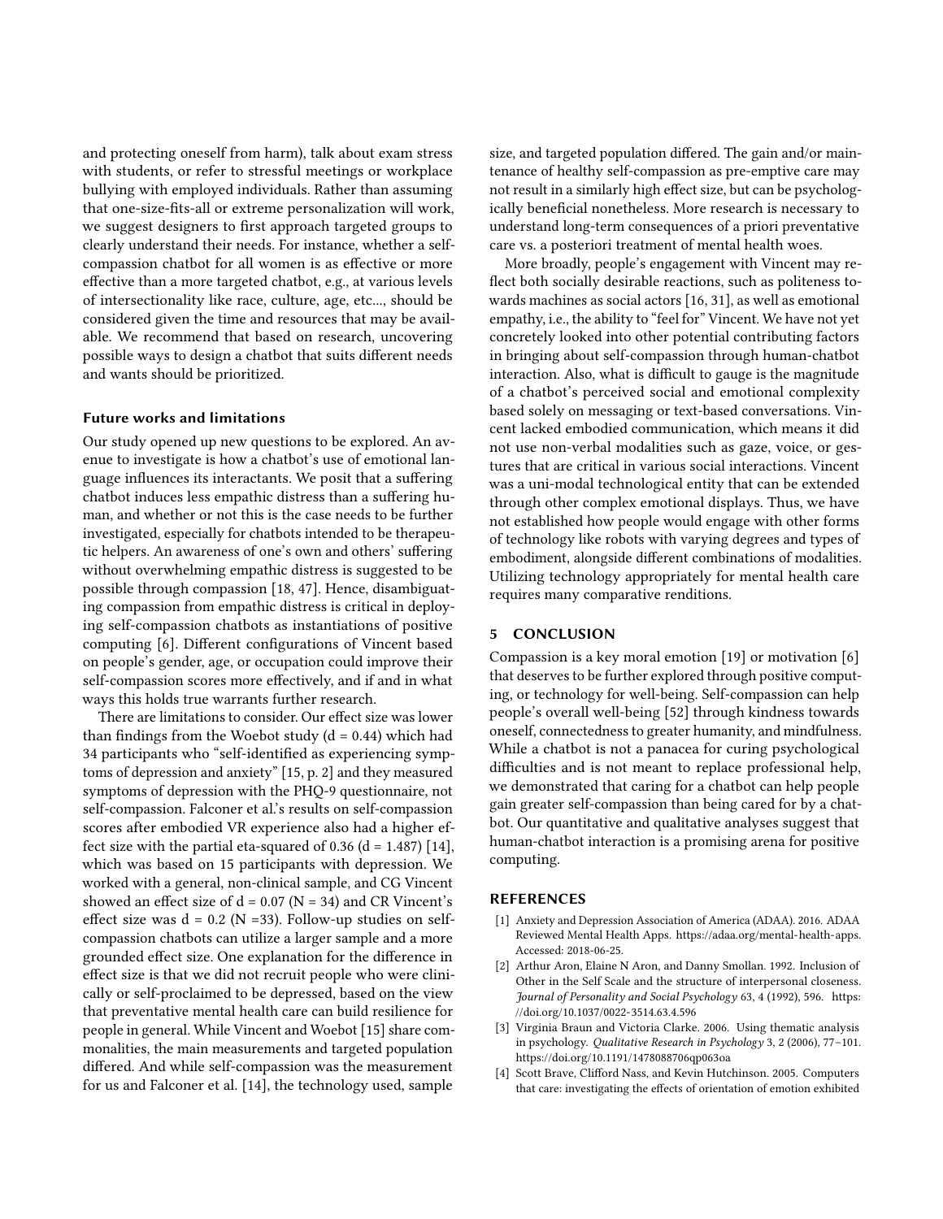and protecting oneself from harm), talk about exam stress with students, or refer to stressful meetings or workplace bullying with employed individuals. Rather than assuming that one-size-fits-all or extreme personalization will work, we suggest designers to first approach targeted groups to clearly understand their needs. For instance, whether a self-compassion chatbot for all women is as effective or more effective than a more targeted chatbot, e.g., at various levels of intersectionality like race, culture, age, etc..., should be considered given the time and resources that may be available. We recommend that based on research, uncovering possible ways to design a chatbot that suits different needs and wants should be prioritized.

### Future works and limitations

Our study opened up new questions to be explored. An avenue to investigate is how a chatbot's use of emotional language influences its interactants. We posit that a suffering chatbot induces less empathic distress than a suffering human, and whether or not this is the case needs to be further investigated, especially for chatbots intended to be therapeutic helpers. An awareness of one's own and others' suffering without overwhelming empathic distress is suggested to be possible through compassion [18, 47]. Hence, disambiguating compassion from empathic distress is critical in deploying self-compassion chatbots as instantiations of positive computing [6]. Different configurations of Vincent based on people's gender, age, or occupation could improve their self-compassion scores more effectively, and if and in what ways this holds true warrants further research.

There are limitations to consider. Our effect size was lower than findings from the Woebot study (d = 0.44) which had 34 participants who "self-identified as experiencing symptoms of depression and anxiety" [15, p. 2] and they measured symptoms of depression with the PHQ-9 questionnaire, not self-compassion. Falconer et al.'s results on self-compassion scores after embodied VR experience also had a higher effect size with the partial eta-squared of 0.36 (d = 1.487) [14], which was based on 15 participants with depression. We worked with a general, non-clinical sample, and CG Vincent showed an effect size of d = 0.07 (N = 34) and CR Vincent's effect size was d = 0.2 (N =33). Follow-up studies on self-compassion chatbots can utilize a larger sample and a more grounded effect size. One explanation for the difference in effect size is that we did not recruit people who were clinically or self-proclaimed to be depressed, based on the view that preventative mental health care can build resilience for people in general. While Vincent and Woebot [15] share commonalities, the main measurements and targeted population differed. And while self-compassion was the measurement for us and Falconer et al. [14], the technology used, sample size, and targeted population differed. The gain and/or maintenance of healthy self-compassion as pre-emptive care may not result in a similarly high effect size, but can be psychologically beneficial nonetheless. More research is necessary to understand long-term consequences of a priori preventative care vs. a posteriori treatment of mental health woes.

More broadly, people's engagement with Vincent may reflect both socially desirable reactions, such as politeness towards machines as social actors [16, 31], as well as emotional empathy, i.e., the ability to "feel for" Vincent. We have not yet concretely looked into other potential contributing factors in bringing about self-compassion through human-chatbot interaction. Also, what is difficult to gauge is the magnitude of a chatbot's perceived social and emotional complexity based solely on messaging or text-based conversations. Vincent lacked embodied communication, which means it did not use non-verbal modalities such as gaze, voice, or gestures that are critical in various social interactions. Vincent was a uni-modal technological entity that can be extended through other complex emotional displays. Thus, we have not established how people would engage with other forms of technology like robots with varying degrees and types of embodiment, alongside different combinations of modalities. Utilizing technology appropriately for mental health care requires many comparative renditions.

## 5 CONCLUSION

Compassion is a key moral emotion [19] or motivation [6] that deserves to be further explored through positive computing, or technology for well-being. Self-compassion can help people's overall well-being [52] through kindness towards oneself, connectedness to greater humanity, and mindfulness. While a chatbot is not a panacea for curing psychological difficulties and is not meant to replace professional help, we demonstrated that caring for a chatbot can help people gain greater self-compassion than being cared for by a chatbot. Our quantitative and qualitative analyses suggest that human-chatbot interaction is a promising arena for positive computing.

## REFERENCES

[1] Anxiety and Depression Association of America (ADAA). 2016. ADAA Reviewed Mental Health Apps. https://adaa.org/mental-health-apps. Accessed: 2018-06-25.

[2] Arthur Aron, Elaine N Aron, and Danny Smollan. 1992. Inclusion of Other in the Self Scale and the structure of interpersonal closeness. *Journal of Personality and Social Psychology* 63, 4 (1992), 596. https://doi.org/10.1037/0022-3514.63.4.596

[3] Virginia Braun and Victoria Clarke. 2006. Using thematic analysis in psychology. *Qualitative Research in Psychology* 3, 2 (2006), 77–101. https://doi.org/10.1191/1478088706qp063oa

[4] Scott Brave, Clifford Nass, and Kevin Hutchinson. 2005. Computers that care: investigating the effects of orientation of emotion exhibited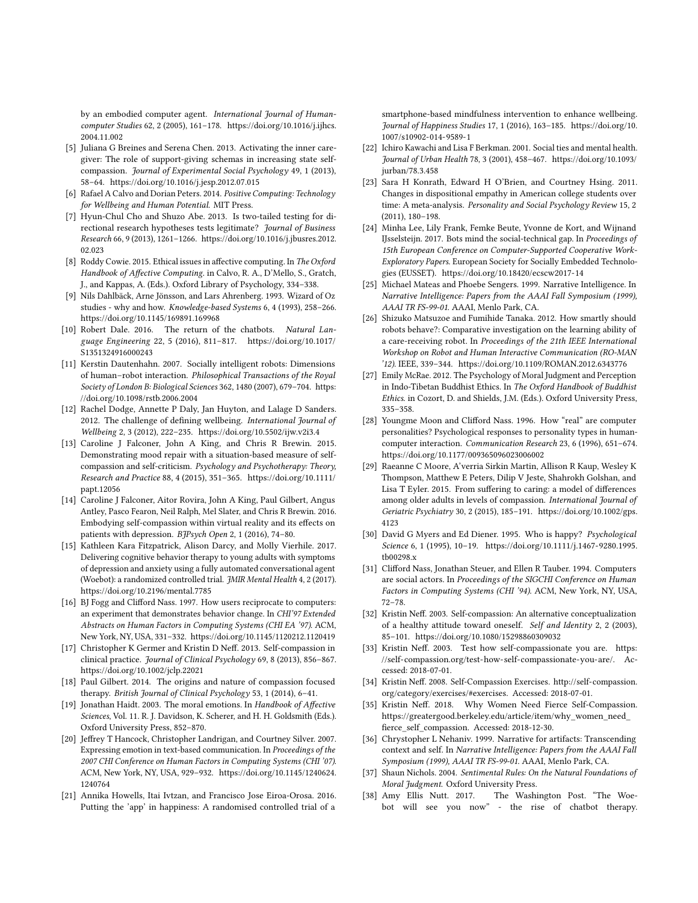by an embodied computer agent. *International Journal of Human-computer Studies* 62, 2 (2005), 161–178. https://doi.org/10.1016/j.ijhcs.2004.11.002

[5] Juliana G Breines and Serena Chen. 2013. Activating the inner caregiver: The role of support-giving schemas in increasing state self-compassion. *Journal of Experimental Social Psychology* 49, 1 (2013), 58–64. https://doi.org/10.1016/j.jesp.2012.07.015

[6] Rafael A Calvo and Dorian Peters. 2014. *Positive Computing: Technology for Wellbeing and Human Potential.* MIT Press.

[7] Hyun-Chul Cho and Shuzo Abe. 2013. Is two-tailed testing for directional research hypotheses tests legitimate? *Journal of Business Research* 66, 9 (2013), 1261–1266. https://doi.org/10.1016/j.jbusres.2012.02.023

[8] Roddy Cowie. 2015. Ethical issues in affective computing. In *The Oxford Handbook of Affective Computing*. in Calvo, R. A., D'Mello, S., Gratch, J., and Kappas, A. (Eds.). Oxford Library of Psychology, 334–338.

[9] Nils Dahlbäck, Arne Jönsson, and Lars Ahrenberg. 1993. Wizard of Oz studies - why and how. *Knowledge-based Systems* 6, 4 (1993), 258–266. https://doi.org/10.1145/169891.169968

[10] Robert Dale. 2016. The return of the chatbots. *Natural Language Engineering* 22, 5 (2016), 811–817. https://doi.org/10.1017/S1351324916000243

[11] Kerstin Dautenhahn. 2007. Socially intelligent robots: Dimensions of human–robot interaction. *Philosophical Transactions of the Royal Society of London B: Biological Sciences* 362, 1480 (2007), 679–704. https://doi.org/10.1098/rstb.2006.2004

[12] Rachel Dodge, Annette P Daly, Jan Huyton, and Lalage D Sanders. 2012. The challenge of defining wellbeing. *International Journal of Wellbeing* 2, 3 (2012), 222–235. https://doi.org/10.5502/ijw.v2i3.4

[13] Caroline J Falconer, John A King, and Chris R Brewin. 2015. Demonstrating mood repair with a situation-based measure of self-compassion and self-criticism. *Psychology and Psychotherapy: Theory, Research and Practice* 88, 4 (2015), 351–365. https://doi.org/10.1111/papt.12056

[14] Caroline J Falconer, Aitor Rovira, John A King, Paul Gilbert, Angus Antley, Pasco Fearon, Neil Ralph, Mel Slater, and Chris R Brewin. 2016. Embodying self-compassion within virtual reality and its effects on patients with depression. *BJPsych Open* 2, 1 (2016), 74–80.

[15] Kathleen Kara Fitzpatrick, Alison Darcy, and Molly Vierhile. 2017. Delivering cognitive behavior therapy to young adults with symptoms of depression and anxiety using a fully automated conversational agent (Woebot): a randomized controlled trial. *JMIR Mental Health* 4, 2 (2017). https://doi.org/10.2196/mental.7785

[16] BJ Fogg and Clifford Nass. 1997. How users reciprocate to computers: an experiment that demonstrates behavior change. In *CHI'97 Extended Abstracts on Human Factors in Computing Systems (CHI EA '97)*. ACM, New York, NY, USA, 331–332. https://doi.org/10.1145/1120212.1120419

[17] Christopher K Germer and Kristin D Neff. 2013. Self-compassion in clinical practice. *Journal of Clinical Psychology* 69, 8 (2013), 856–867. https://doi.org/10.1002/jclp.22021

[18] Paul Gilbert. 2014. The origins and nature of compassion focused therapy. *British Journal of Clinical Psychology* 53, 1 (2014), 6–41.

[19] Jonathan Haidt. 2003. The moral emotions. In *Handbook of Affective Sciences*, Vol. 11. R. J. Davidson, K. Scherer, and H. H. Goldsmith (Eds.). Oxford University Press, 852–870.

[20] Jeffrey T Hancock, Christopher Landrigan, and Courtney Silver. 2007. Expressing emotion in text-based communication. In *Proceedings of the 2007 CHI Conference on Human Factors in Computing Systems (CHI '07)*. ACM, New York, NY, USA, 929–932. https://doi.org/10.1145/1240624.1240764

[21] Annika Howells, Itai Ivtzan, and Francisco Jose Eiroa-Orosa. 2016. Putting the 'app' in happiness: A randomised controlled trial of a smartphone-based mindfulness intervention to enhance wellbeing. *Journal of Happiness Studies* 17, 1 (2016), 163–185. https://doi.org/10.1007/s10902-014-9589-1

[22] Ichiro Kawachi and Lisa F Berkman. 2001. Social ties and mental health. *Journal of Urban Health* 78, 3 (2001), 458–467. https://doi.org/10.1093/jurban/78.3.458

[23] Sara H Konrath, Edward H O'Brien, and Courtney Hsing. 2011. Changes in dispositional empathy in American college students over time: A meta-analysis. *Personality and Social Psychology Review* 15, 2 (2011), 180–198.

[24] Minha Lee, Lily Frank, Femke Beute, Yvonne de Kort, and Wijnand IJsselsteijn. 2017. Bots mind the social-technical gap. In *Proceedings of 15th European Conference on Computer-Supported Cooperative Work-Exploratory Papers*. European Society for Socially Embedded Technologies (EUSSET). https://doi.org/10.18420/ecscw2017-14

[25] Michael Mateas and Phoebe Sengers. 1999. Narrative Intelligence. In *Narrative Intelligence: Papers from the AAAI Fall Symposium (1999), AAAI TR FS-99-01*. AAAI, Menlo Park, CA.

[26] Shizuko Matsuzoe and Fumihide Tanaka. 2012. How smartly should robots behave?: Comparative investigation on the learning ability of a care-receiving robot. In *Proceedings of the 21th IEEE International Workshop on Robot and Human Interactive Communication (RO-MAN '12)*. IEEE, 339–344. https://doi.org/10.1109/ROMAN.2012.6343776

[27] Emily McRae. 2012. The Psychology of Moral Judgment and Perception in Indo-Tibetan Buddhist Ethics. In *The Oxford Handbook of Buddhist Ethics*. in Cozort, D. and Shields, J.M. (Eds.). Oxford University Press, 335–358.

[28] Youngme Moon and Clifford Nass. 1996. How "real" are computer personalities? Psychological responses to personality types in human-computer interaction. *Communication Research* 23, 6 (1996), 651–674. https://doi.org/10.1177/009365096023006002

[29] Raeanne C Moore, A'verria Sirkin Martin, Allison R Kaup, Wesley K Thompson, Matthew E Peters, Dilip V Jeste, Shahrokh Golshan, and Lisa T Eyler. 2015. From suffering to caring: a model of differences among older adults in levels of compassion. *International Journal of Geriatric Psychiatry* 30, 2 (2015), 185–191. https://doi.org/10.1002/gps.4123

[30] David G Myers and Ed Diener. 1995. Who is happy? *Psychological Science* 6, 1 (1995), 10–19. https://doi.org/10.1111/j.1467-9280.1995.tb00298.x

[31] Clifford Nass, Jonathan Steuer, and Ellen R Tauber. 1994. Computers are social actors. In *Proceedings of the SIGCHI Conference on Human Factors in Computing Systems (CHI '94)*. ACM, New York, NY, USA, 72–78.

[32] Kristin Neff. 2003. Self-compassion: An alternative conceptualization of a healthy attitude toward oneself. *Self and Identity* 2, 2 (2003), 85–101. https://doi.org/10.1080/15298860309032

[33] Kristin Neff. 2003. Test how self-compassionate you are. https://self-compassion.org/test-how-self-compassionate-you-are/. Accessed: 2018-07-01.

[34] Kristin Neff. 2008. Self-Compassion Exercises. http://self-compassion.org/category/exercises/#exercises. Accessed: 2018-07-01.

[35] Kristin Neff. 2018. Why Women Need Fierce Self-Compassion. https://greatergood.berkeley.edu/article/item/why_women_need_fierce_self_compassion. Accessed: 2018-12-30.

[36] Chrystopher L Nehaniv. 1999. Narrative for artifacts: Transcending context and self. In *Narrative Intelligence: Papers from the AAAI Fall Symposium (1999), AAAI TR FS-99-01*. AAAI, Menlo Park, CA.

[37] Shaun Nichols. 2004. *Sentimental Rules: On the Natural Foundations of Moral Judgment*. Oxford University Press.

[38] Amy Ellis Nutt. 2017. The Washington Post. "The Woebot will see you now" - the rise of chatbot therapy.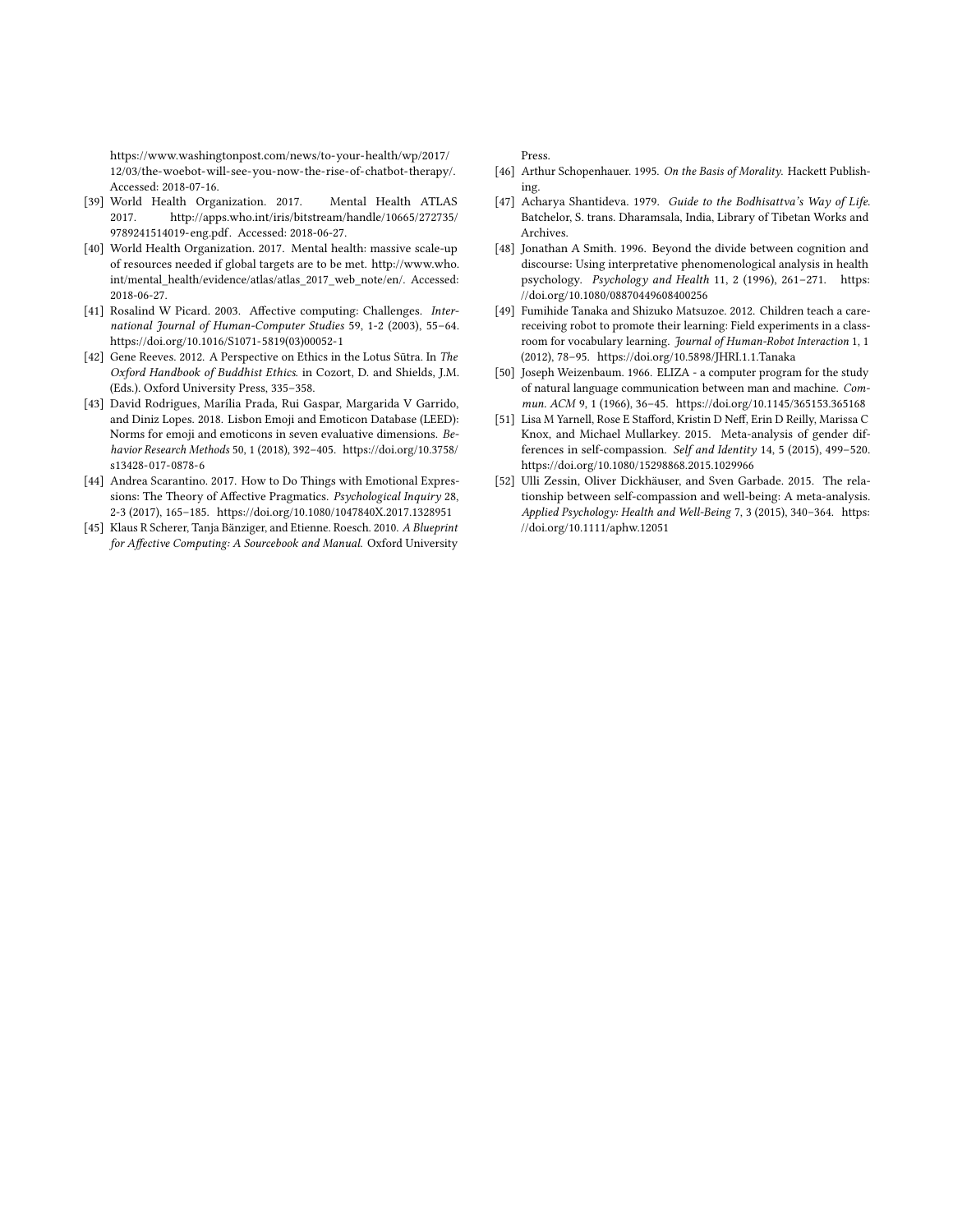https://www.washingtonpost.com/news/to-your-health/wp/2017/12/03/the-woebot-will-see-you-now-the-rise-of-chatbot-therapy/. Accessed: 2018-07-16.

[39] World Health Organization. 2017. Mental Health ATLAS 2017. http://apps.who.int/iris/bitstream/handle/10665/272735/9789241514019-eng.pdf. Accessed: 2018-06-27.

[40] World Health Organization. 2017. Mental health: massive scale-up of resources needed if global targets are to be met. http://www.who.int/mental_health/evidence/atlas/atlas_2017_web_note/en/. Accessed: 2018-06-27.

[41] Rosalind W Picard. 2003. Affective computing: Challenges. *International Journal of Human-Computer Studies* 59, 1-2 (2003), 55–64. https://doi.org/10.1016/S1071-5819(03)00052-1

[42] Gene Reeves. 2012. A Perspective on Ethics in the Lotus Sūtra. In *The Oxford Handbook of Buddhist Ethics*. in Cozort, D. and Shields, J.M. (Eds.). Oxford University Press, 335–358.

[43] David Rodrigues, Marília Prada, Rui Gaspar, Margarida V Garrido, and Diniz Lopes. 2018. Lisbon Emoji and Emoticon Database (LEED): Norms for emoji and emoticons in seven evaluative dimensions. *Behavior Research Methods* 50, 1 (2018), 392–405. https://doi.org/10.3758/s13428-017-0878-6

[44] Andrea Scarantino. 2017. How to Do Things with Emotional Expressions: The Theory of Affective Pragmatics. *Psychological Inquiry* 28, 2-3 (2017), 165–185. https://doi.org/10.1080/1047840X.2017.1328951

[45] Klaus R Scherer, Tanja Bänziger, and Etienne. Roesch. 2010. *A Blueprint for Affective Computing: A Sourcebook and Manual*. Oxford University Press.

[46] Arthur Schopenhauer. 1995. *On the Basis of Morality*. Hackett Publishing.

[47] Acharya Shantideva. 1979. *Guide to the Bodhisattva's Way of Life*. Batchelor, S. trans. Dharamsala, India, Library of Tibetan Works and Archives.

[48] Jonathan A Smith. 1996. Beyond the divide between cognition and discourse: Using interpretative phenomenological analysis in health psychology. *Psychology and Health* 11, 2 (1996), 261–271. https://doi.org/10.1080/08870449608400256

[49] Fumihide Tanaka and Shizuko Matsuzoe. 2012. Children teach a care-receiving robot to promote their learning: Field experiments in a classroom for vocabulary learning. *Journal of Human-Robot Interaction* 1, 1 (2012), 78–95. https://doi.org/10.5898/JHRI.1.1.Tanaka

[50] Joseph Weizenbaum. 1966. ELIZA - a computer program for the study of natural language communication between man and machine. *Commun. ACM* 9, 1 (1966), 36–45. https://doi.org/10.1145/365153.365168

[51] Lisa M Yarnell, Rose E Stafford, Kristin D Neff, Erin D Reilly, Marissa C Knox, and Michael Mullarkey. 2015. Meta-analysis of gender differences in self-compassion. *Self and Identity* 14, 5 (2015), 499–520. https://doi.org/10.1080/15298868.2015.1029966

[52] Ulli Zessin, Oliver Dickhäuser, and Sven Garbade. 2015. The relationship between self-compassion and well-being: A meta-analysis. *Applied Psychology: Health and Well-Being* 7, 3 (2015), 340–364. https://doi.org/10.1111/aphw.12051